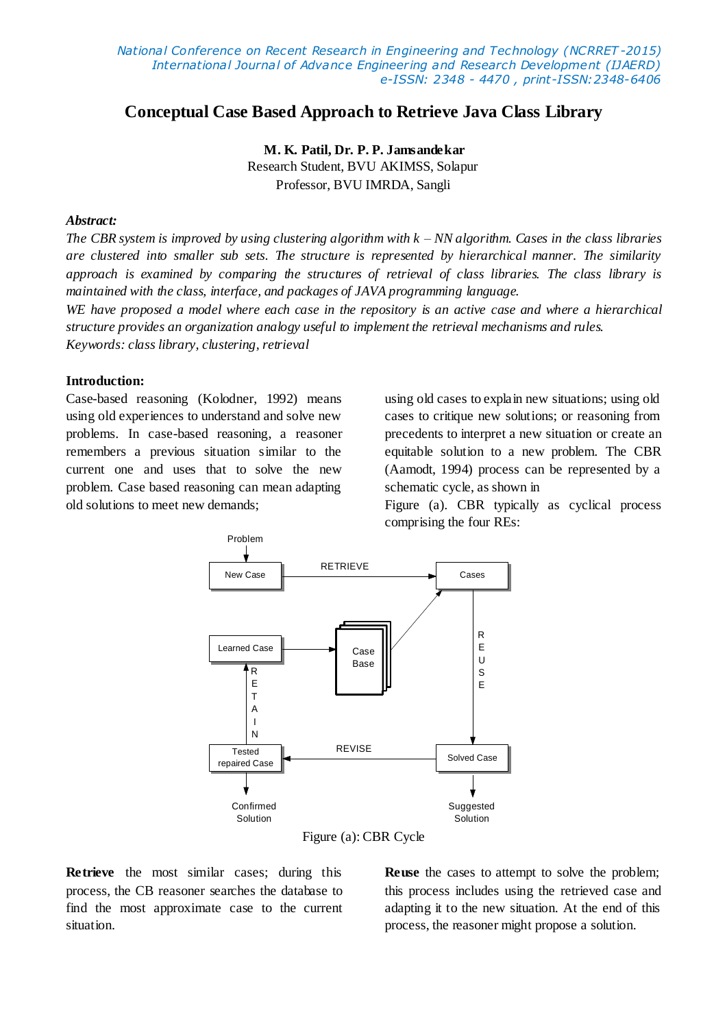# Conceptual Case Based Approach to Retrieve Java Class Library

**M. K. Patil, Dr. P. P. Jamsandekar**

Research Student, BVU AKIMSS, Solapur

Professor, BVU IMRDA, Sangli

***Abstract:***

*The CBR system is improved by using clustering algorithm with k – NN algorithm. Cases in the class libraries are clustered into smaller sub sets. The structure is represented by hierarchical manner. The similarity approach is examined by comparing the structures of retrieval of class libraries. The class library is maintained with the class, interface, and packages of JAVA programming language.*

*WE have proposed a model where each case in the repository is an active case and where a hierarchical structure provides an organization analogy useful to implement the retrieval mechanisms and rules.*

*Keywords: class library, clustering, retrieval*

## Introduction:

Case-based reasoning (Kolodner, 1992) means using old experiences to understand and solve new problems. In case-based reasoning, a reasoner remembers a previous situation similar to the current one and uses that to solve the new problem. Case based reasoning can mean adapting old solutions to meet new demands; using old cases to explain new situations; using old cases to critique new solutions; or reasoning from precedents to interpret a new situation or create an equitable solution to a new problem. The CBR (Aamodt, 1994) process can be represented by a schematic cycle, as shown in Figure (a). CBR typically as cyclical process comprising the four REs:

Figure (a): CBR Cycle

**Retrieve** the most similar cases; during this process, the CB reasoner searches the database to find the most approximate case to the current situation.

**Reuse** the cases to attempt to solve the problem; this process includes using the retrieved case and adapting it to the new situation. At the end of this process, the reasoner might propose a solution.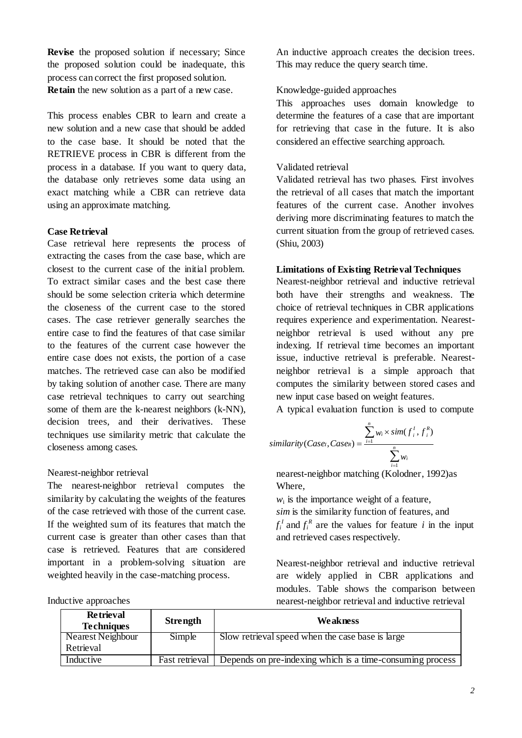**Revise** the proposed solution if necessary; Since the proposed solution could be inadequate, this process can correct the first proposed solution.
**Retain** the new solution as a part of a new case.

This process enables CBR to learn and create a new solution and a new case that should be added to the case base. It should be noted that the RETRIEVE process in CBR is different from the process in a database. If you want to query data, the database only retrieves some data using an exact matching while a CBR can retrieve data using an approximate matching.

**Case Retrieval**

Case retrieval here represents the process of extracting the cases from the case base, which are closest to the current case of the initial problem. To extract similar cases and the best case there should be some selection criteria which determine the closeness of the current case to the stored cases. The case retriever generally searches the entire case to find the features of that case similar to the features of the current case however the entire case does not exists, the portion of a case matches. The retrieved case can also be modified by taking solution of another case. There are many case retrieval techniques to carry out searching some of them are the k-nearest neighbors (k-NN), decision trees, and their derivatives. These techniques use similarity metric that calculate the closeness among cases.

Nearest-neighbor retrieval

The nearest-neighbor retrieval computes the similarity by calculating the weights of the features of the case retrieved with those of the current case. If the weighted sum of its features that match the current case is greater than other cases than that case is retrieved. Features that are considered important in a problem-solving situation are weighted heavily in the case-matching process.

Inductive approaches

An inductive approach creates the decision trees. This may reduce the query search time.

Knowledge-guided approaches

This approaches uses domain knowledge to determine the features of a case that are important for retrieving that case in the future. It is also considered an effective searching approach.

Validated retrieval

Validated retrieval has two phases. First involves the retrieval of all cases that match the important features of the current case. Another involves deriving more discriminating features to match the current situation from the group of retrieved cases. (Shiu, 2003)

**Limitations of Existing Retrieval Techniques**

Nearest-neighbor retrieval and inductive retrieval both have their strengths and weakness. The choice of retrieval techniques in CBR applications requires experience and experimentation. Nearest-neighbor retrieval is used without any pre indexing. If retrieval time becomes an important issue, inductive retrieval is preferable. Nearest-neighbor retrieval is a simple approach that computes the similarity between stored cases and new input case based on weight features.

A typical evaluation function is used to compute

$$similarity(Case_I, Case_R) = \frac{\sum_{i=1}^{n} w_i \times sim(f_i^I, f_i^R)}{\sum_{i=1}^{n} w_i}$$

nearest-neighbor matching (Kolodner, 1992)as Where,

$w_i$ is the importance weight of a feature,
*sim* is the similarity function of features, and
$f_i^I$ and $f_i^R$ are the values for feature $i$ in the input and retrieved cases respectively.

Nearest-neighbor retrieval and inductive retrieval are widely applied in CBR applications and modules. Table shows the comparison between nearest-neighbor retrieval and inductive retrieval

| Retrieval Techniques | Strength | Weakness |
|---|---|---|
| Nearest Neighbour Retrieval | Simple | Slow retrieval speed when the case base is large |
| Inductive | Fast retrieval | Depends on pre-indexing which is a time-consuming process |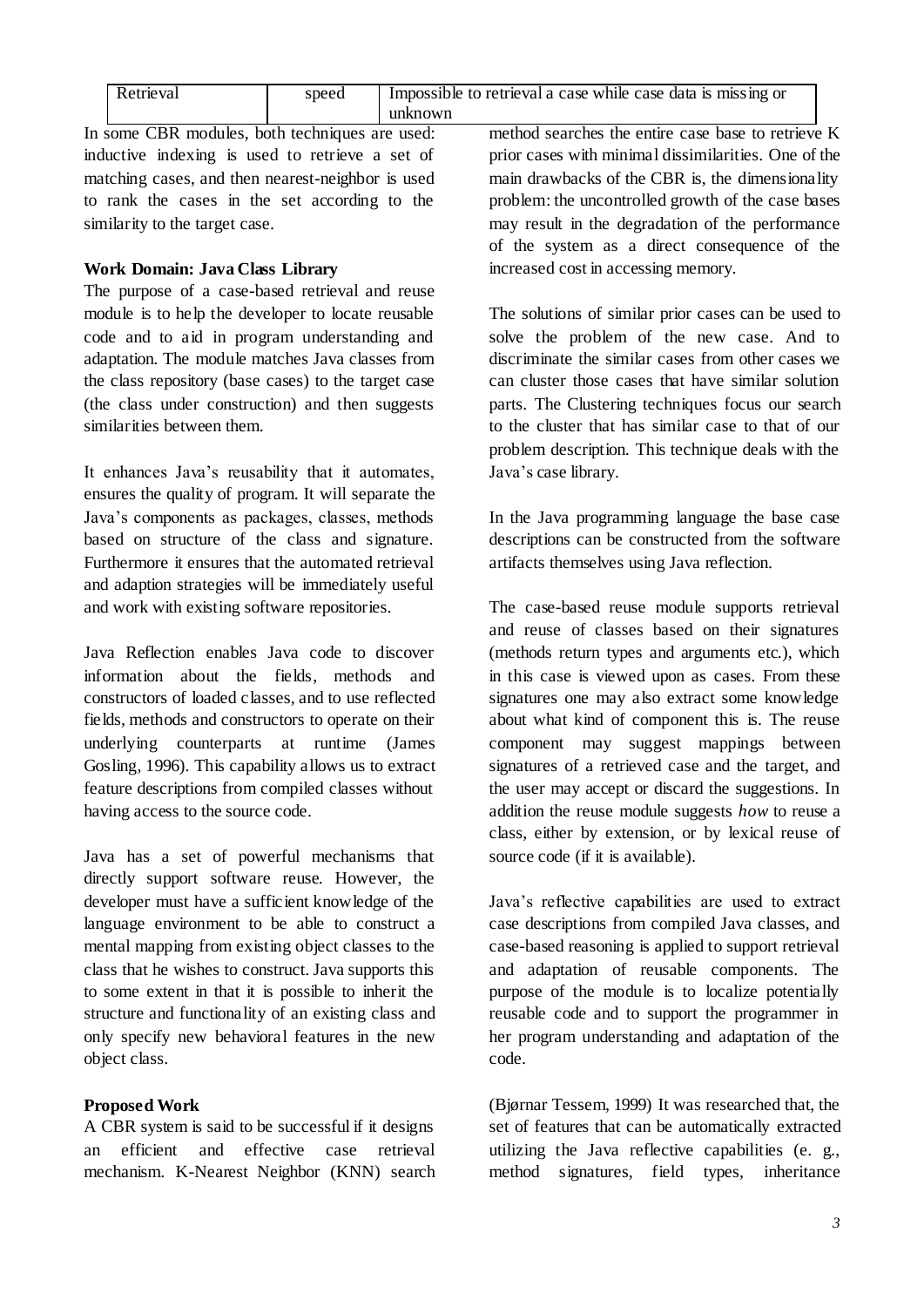| Retrieval | speed | Impossible to retrieval a case while case data is missing or unknown |
|---|---|---|

In some CBR modules, both techniques are used: inductive indexing is used to retrieve a set of matching cases, and then nearest-neighbor is used to rank the cases in the set according to the similarity to the target case.

**Work Domain: Java Class Library**

The purpose of a case-based retrieval and reuse module is to help the developer to locate reusable code and to aid in program understanding and adaptation. The module matches Java classes from the class repository (base cases) to the target case (the class under construction) and then suggests similarities between them.

It enhances Java's reusability that it automates, ensures the quality of program. It will separate the Java's components as packages, classes, methods based on structure of the class and signature. Furthermore it ensures that the automated retrieval and adaption strategies will be immediately useful and work with existing software repositories.

Java Reflection enables Java code to discover information about the fields, methods and constructors of loaded classes, and to use reflected fields, methods and constructors to operate on their underlying counterparts at runtime (James Gosling, 1996). This capability allows us to extract feature descriptions from compiled classes without having access to the source code.

Java has a set of powerful mechanisms that directly support software reuse. However, the developer must have a sufficient knowledge of the language environment to be able to construct a mental mapping from existing object classes to the class that he wishes to construct. Java supports this to some extent in that it is possible to inherit the structure and functionality of an existing class and only specify new behavioral features in the new object class.

**Proposed Work**

A CBR system is said to be successful if it designs an efficient and effective case retrieval mechanism. K-Nearest Neighbor (KNN) search method searches the entire case base to retrieve K prior cases with minimal dissimilarities. One of the main drawbacks of the CBR is, the dimensionality problem: the uncontrolled growth of the case bases may result in the degradation of the performance of the system as a direct consequence of the increased cost in accessing memory.

The solutions of similar prior cases can be used to solve the problem of the new case. And to discriminate the similar cases from other cases we can cluster those cases that have similar solution parts. The Clustering techniques focus our search to the cluster that has similar case to that of our problem description. This technique deals with the Java's case library.

In the Java programming language the base case descriptions can be constructed from the software artifacts themselves using Java reflection.

The case-based reuse module supports retrieval and reuse of classes based on their signatures (methods return types and arguments etc.), which in this case is viewed upon as cases. From these signatures one may also extract some knowledge about what kind of component this is. The reuse component may suggest mappings between signatures of a retrieved case and the target, and the user may accept or discard the suggestions. In addition the reuse module suggests *how* to reuse a class, either by extension, or by lexical reuse of source code (if it is available).

Java's reflective capabilities are used to extract case descriptions from compiled Java classes, and case-based reasoning is applied to support retrieval and adaptation of reusable components. The purpose of the module is to localize potentially reusable code and to support the programmer in her program understanding and adaptation of the code.

(Bjørnar Tessem, 1999) It was researched that, the set of features that can be automatically extracted utilizing the Java reflective capabilities (e. g., method signatures, field types, inheritance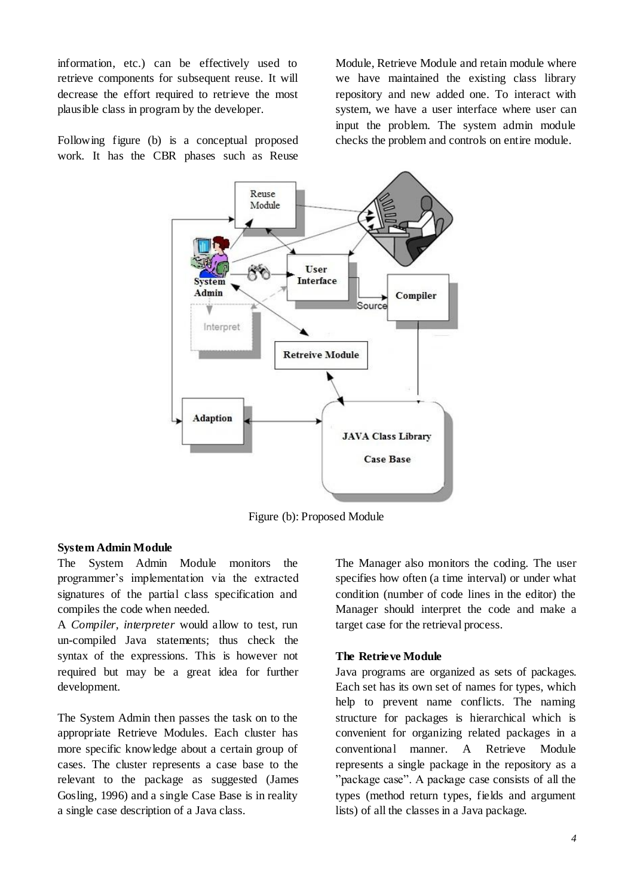information, etc.) can be effectively used to retrieve components for subsequent reuse. It will decrease the effort required to retrieve the most plausible class in program by the developer.

Following figure (b) is a conceptual proposed work. It has the CBR phases such as Reuse Module, Retrieve Module and retain module where we have maintained the existing class library repository and new added one. To interact with system, we have a user interface where user can input the problem. The system admin module checks the problem and controls on entire module.

Figure (b): Proposed Module

**System Admin Module**

The System Admin Module monitors the programmer's implementation via the extracted signatures of the partial class specification and compiles the code when needed.

A *Compiler*, *interpreter* would allow to test, run un-compiled Java statements; thus check the syntax of the expressions. This is however not required but may be a great idea for further development.

The System Admin then passes the task on to the appropriate Retrieve Modules. Each cluster has more specific knowledge about a certain group of cases. The cluster represents a case base to the relevant to the package as suggested (James Gosling, 1996) and a single Case Base is in reality a single case description of a Java class.

The Manager also monitors the coding. The user specifies how often (a time interval) or under what condition (number of code lines in the editor) the Manager should interpret the code and make a target case for the retrieval process.

**The Retrieve Module**

Java programs are organized as sets of packages. Each set has its own set of names for types, which help to prevent name conflicts. The naming structure for packages is hierarchical which is convenient for organizing related packages in a conventional manner. A Retrieve Module represents a single package in the repository as a "package case". A package case consists of all the types (method return types, fields and argument lists) of all the classes in a Java package.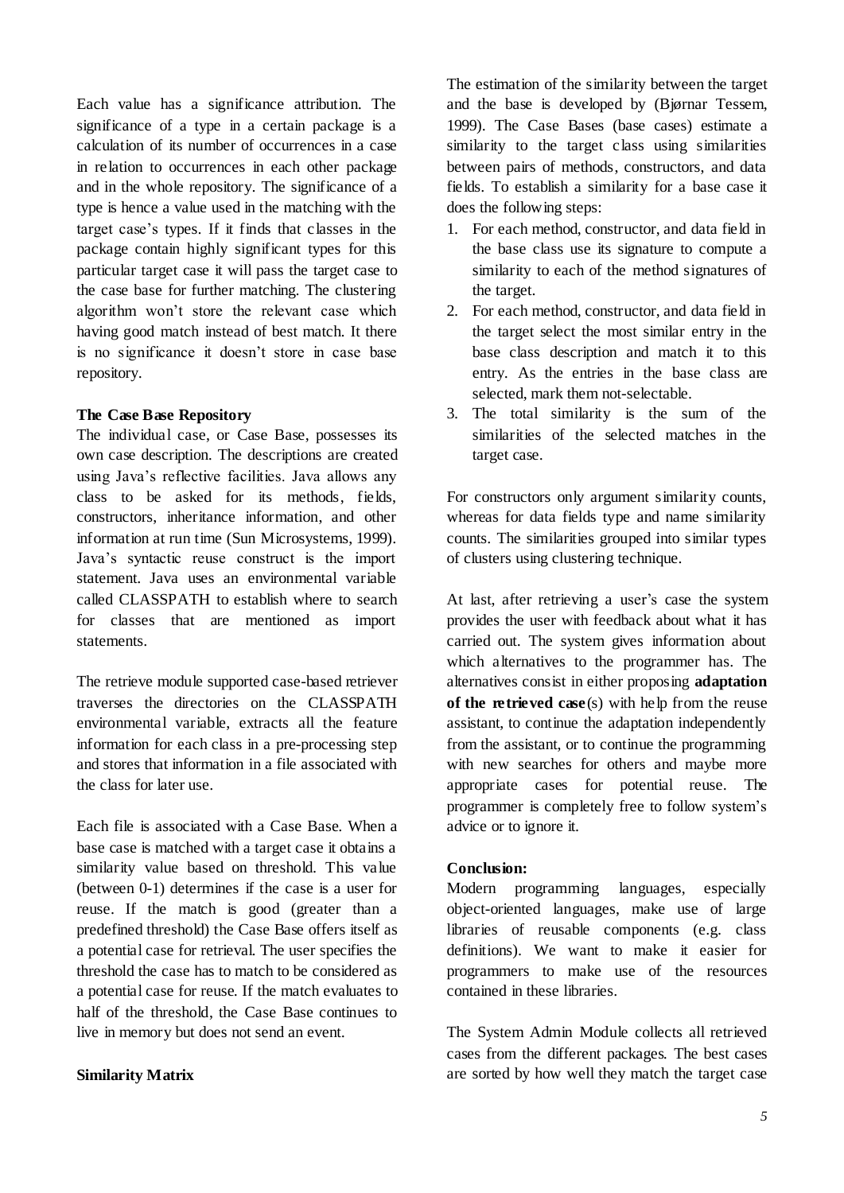Each value has a significance attribution. The significance of a type in a certain package is a calculation of its number of occurrences in a case in relation to occurrences in each other package and in the whole repository. The significance of a type is hence a value used in the matching with the target case's types. If it finds that classes in the package contain highly significant types for this particular target case it will pass the target case to the case base for further matching. The clustering algorithm won't store the relevant case which having good match instead of best match. It there is no significance it doesn't store in case base repository.

**The Case Base Repository**

The individual case, or Case Base, possesses its own case description. The descriptions are created using Java's reflective facilities. Java allows any class to be asked for its methods, fields, constructors, inheritance information, and other information at run time (Sun Microsystems, 1999). Java's syntactic reuse construct is the import statement. Java uses an environmental variable called CLASSPATH to establish where to search for classes that are mentioned as import statements.

The retrieve module supported case-based retriever traverses the directories on the CLASSPATH environmental variable, extracts all the feature information for each class in a pre-processing step and stores that information in a file associated with the class for later use.

Each file is associated with a Case Base. When a base case is matched with a target case it obtains a similarity value based on threshold. This value (between 0-1) determines if the case is a user for reuse. If the match is good (greater than a predefined threshold) the Case Base offers itself as a potential case for retrieval. The user specifies the threshold the case has to match to be considered as a potential case for reuse. If the match evaluates to half of the threshold, the Case Base continues to live in memory but does not send an event.

**Similarity Matrix**

The estimation of the similarity between the target and the base is developed by (Bjørnar Tessem, 1999). The Case Bases (base cases) estimate a similarity to the target class using similarities between pairs of methods, constructors, and data fields. To establish a similarity for a base case it does the following steps:

1. For each method, constructor, and data field in the base class use its signature to compute a similarity to each of the method signatures of the target.
2. For each method, constructor, and data field in the target select the most similar entry in the base class description and match it to this entry. As the entries in the base class are selected, mark them not-selectable.
3. The total similarity is the sum of the similarities of the selected matches in the target case.

For constructors only argument similarity counts, whereas for data fields type and name similarity counts. The similarities grouped into similar types of clusters using clustering technique.

At last, after retrieving a user's case the system provides the user with feedback about what it has carried out. The system gives information about which alternatives to the programmer has. The alternatives consist in either proposing **adaptation of the retrieved case**(s) with help from the reuse assistant, to continue the adaptation independently from the assistant, or to continue the programming with new searches for others and maybe more appropriate cases for potential reuse. The programmer is completely free to follow system's advice or to ignore it.

**Conclusion:**

Modern programming languages, especially object-oriented languages, make use of large libraries of reusable components (e.g. class definitions). We want to make it easier for programmers to make use of the resources contained in these libraries.

The System Admin Module collects all retrieved cases from the different packages. The best cases are sorted by how well they match the target case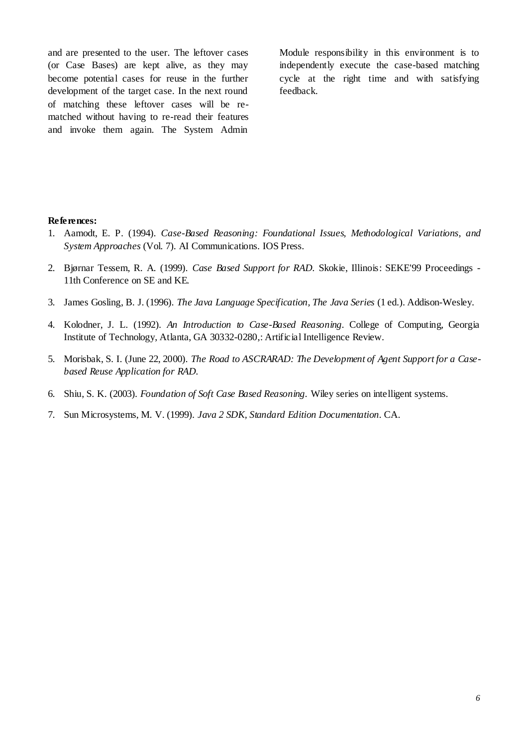and are presented to the user. The leftover cases (or Case Bases) are kept alive, as they may become potential cases for reuse in the further development of the target case. In the next round of matching these leftover cases will be re-matched without having to re-read their features and invoke them again. The System Admin Module responsibility in this environment is to independently execute the case-based matching cycle at the right time and with satisfying feedback.

**References:**

1. Aamodt, E. P. (1994). *Case-Based Reasoning: Foundational Issues, Methodological Variations, and System Approaches* (Vol. 7). AI Communications. IOS Press.
2. Bjørnar Tessem, R. A. (1999). *Case Based Support for RAD.* Skokie, Illinois: SEKE'99 Proceedings - 11th Conference on SE and KE.
3. James Gosling, B. J. (1996). *The Java Language Specification, The Java Series* (1 ed.). Addison-Wesley.
4. Kolodner, J. L. (1992). *An Introduction to Case-Based Reasoning*. College of Computing, Georgia Institute of Technology, Atlanta, GA 30332-0280,: Artificial Intelligence Review.
5. Morisbak, S. I. (June 22, 2000). *The Road to ASCRARAD: The Development of Agent Support for a Case-based Reuse Application for RAD.*
6. Shiu, S. K. (2003). *Foundation of Soft Case Based Reasoning.* Wiley series on intelligent systems.
7. Sun Microsystems, M. V. (1999). *Java 2 SDK, Standard Edition Documentation*. CA.